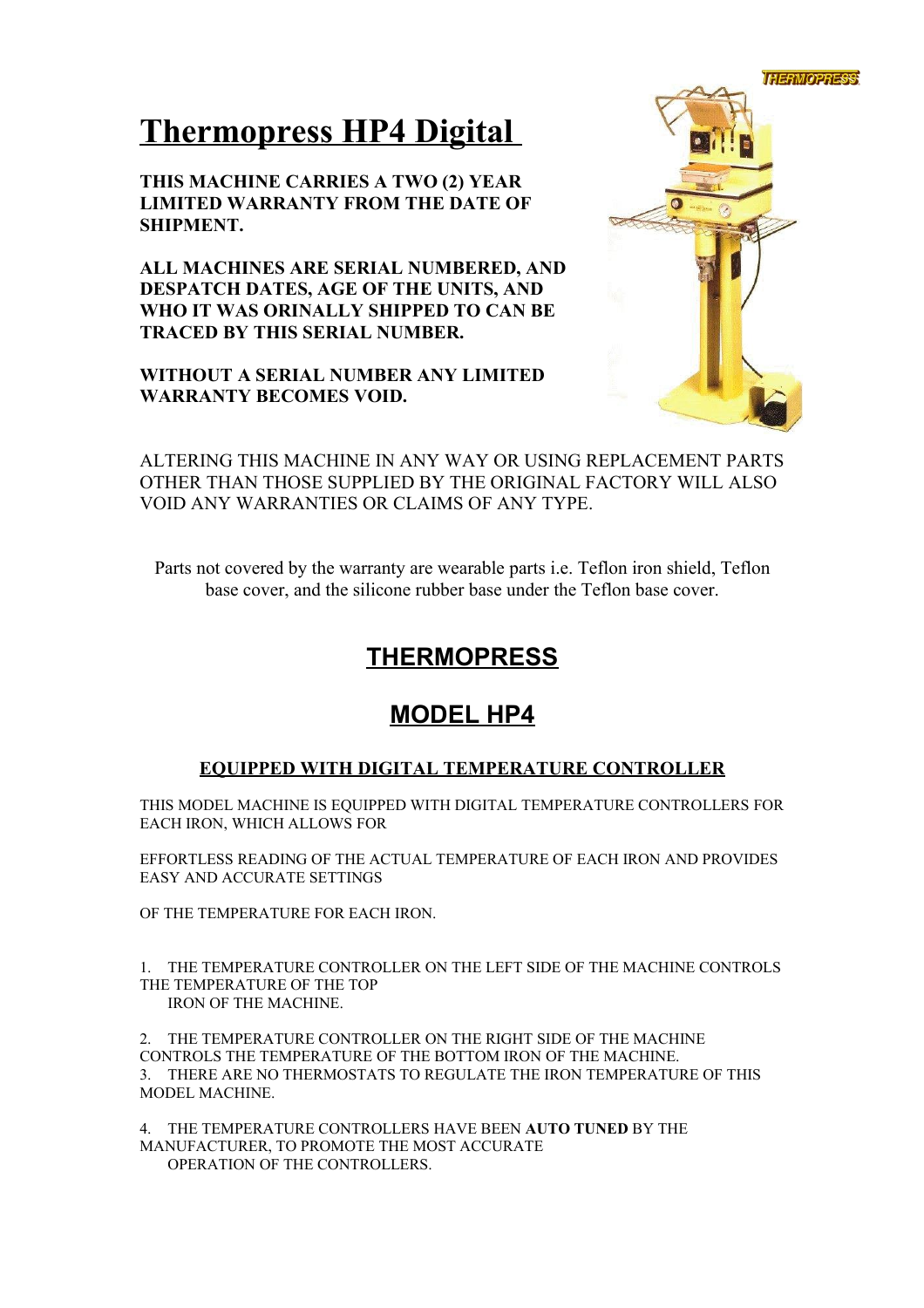# Thermopress HP4 Digital

**THIS MACHINE CARRIES A TWO (2) YEAR LIMITED WARRANTY FROM THE DATE OF SHIPMENT.**

**ALL MACHINES ARE SERIAL NUMBERED, AND DESPATCH DATES, AGE OF THE UNITS, AND WHO IT WAS ORINALLY SHIPPED TO CAN BE TRACED BY THIS SERIAL NUMBER.**

**WITHOUT A SERIAL NUMBER ANY LIMITED WARRANTY BECOMES VOID.**

ALTERING THIS MACHINE IN ANY WAY OR USING REPLACEMENT PARTS OTHER THAN THOSE SUPPLIED BY THE ORIGINAL FACTORY WILL ALSO VOID ANY WARRANTIES OR CLAIMS OF ANY TYPE.

Parts not covered by the warranty are wearable parts i.e. Teflon iron shield, Teflon base cover, and the silicone rubber base under the Teflon base cover.

## THERMOPRESS

## MODEL HP4

### EQUIPPED WITH DIGITAL TEMPERATURE CONTROLLER

THIS MODEL MACHINE IS EQUIPPED WITH DIGITAL TEMPERATURE CONTROLLERS FOR EACH IRON, WHICH ALLOWS FOR

EFFORTLESS READING OF THE ACTUAL TEMPERATURE OF EACH IRON AND PROVIDES EASY AND ACCURATE SETTINGS

OF THE TEMPERATURE FOR EACH IRON.

1. THE TEMPERATURE CONTROLLER ON THE LEFT SIDE OF THE MACHINE CONTROLS THE TEMPERATURE OF THE TOP IRON OF THE MACHINE.

2. THE TEMPERATURE CONTROLLER ON THE RIGHT SIDE OF THE MACHINE CONTROLS THE TEMPERATURE OF THE BOTTOM IRON OF THE MACHINE.
3. THERE ARE NO THERMOSTATS TO REGULATE THE IRON TEMPERATURE OF THIS MODEL MACHINE.

4. THE TEMPERATURE CONTROLLERS HAVE BEEN **AUTO TUNED** BY THE MANUFACTURER, TO PROMOTE THE MOST ACCURATE OPERATION OF THE CONTROLLERS.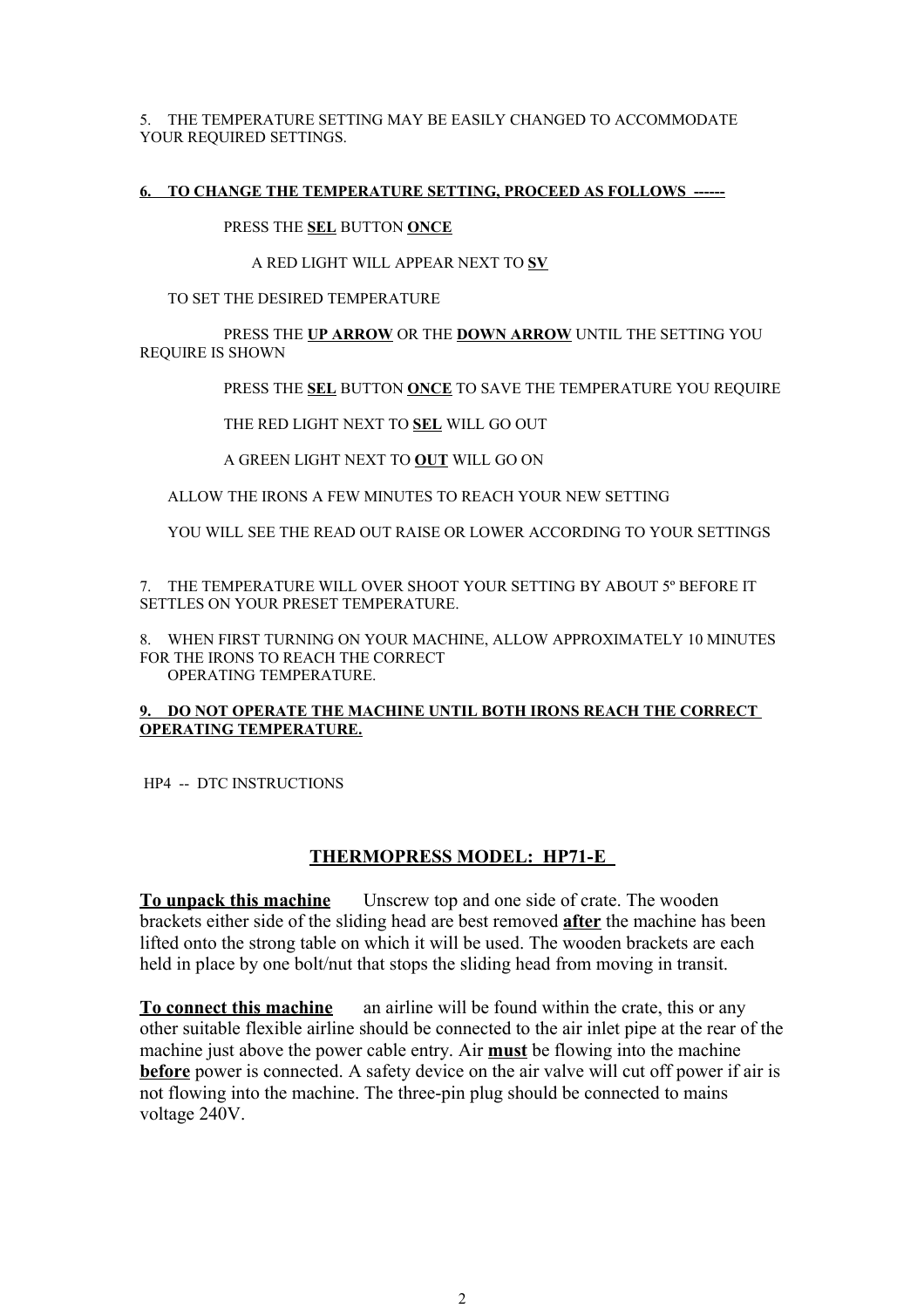5. THE TEMPERATURE SETTING MAY BE EASILY CHANGED TO ACCOMMODATE YOUR REQUIRED SETTINGS.

**6. TO CHANGE THE TEMPERATURE SETTING, PROCEED AS FOLLOWS ------**

PRESS THE **SEL** BUTTON **ONCE**

A RED LIGHT WILL APPEAR NEXT TO **SV**

TO SET THE DESIRED TEMPERATURE

PRESS THE **UP ARROW** OR THE **DOWN ARROW** UNTIL THE SETTING YOU REQUIRE IS SHOWN

PRESS THE **SEL** BUTTON **ONCE** TO SAVE THE TEMPERATURE YOU REQUIRE

THE RED LIGHT NEXT TO **SEL** WILL GO OUT

A GREEN LIGHT NEXT TO **OUT** WILL GO ON

ALLOW THE IRONS A FEW MINUTES TO REACH YOUR NEW SETTING

YOU WILL SEE THE READ OUT RAISE OR LOWER ACCORDING TO YOUR SETTINGS

7. THE TEMPERATURE WILL OVER SHOOT YOUR SETTING BY ABOUT 5º BEFORE IT SETTLES ON YOUR PRESET TEMPERATURE.

8. WHEN FIRST TURNING ON YOUR MACHINE, ALLOW APPROXIMATELY 10 MINUTES FOR THE IRONS TO REACH THE CORRECT OPERATING TEMPERATURE.

**9. DO NOT OPERATE THE MACHINE UNTIL BOTH IRONS REACH THE CORRECT OPERATING TEMPERATURE.**

HP4 -- DTC INSTRUCTIONS

## THERMOPRESS MODEL: HP71-E

**To unpack this machine** Unscrew top and one side of crate. The wooden brackets either side of the sliding head are best removed **after** the machine has been lifted onto the strong table on which it will be used. The wooden brackets are each held in place by one bolt/nut that stops the sliding head from moving in transit.

**To connect this machine** an airline will be found within the crate, this or any other suitable flexible airline should be connected to the air inlet pipe at the rear of the machine just above the power cable entry. Air **must** be flowing into the machine **before** power is connected. A safety device on the air valve will cut off power if air is not flowing into the machine. The three-pin plug should be connected to mains voltage 240V.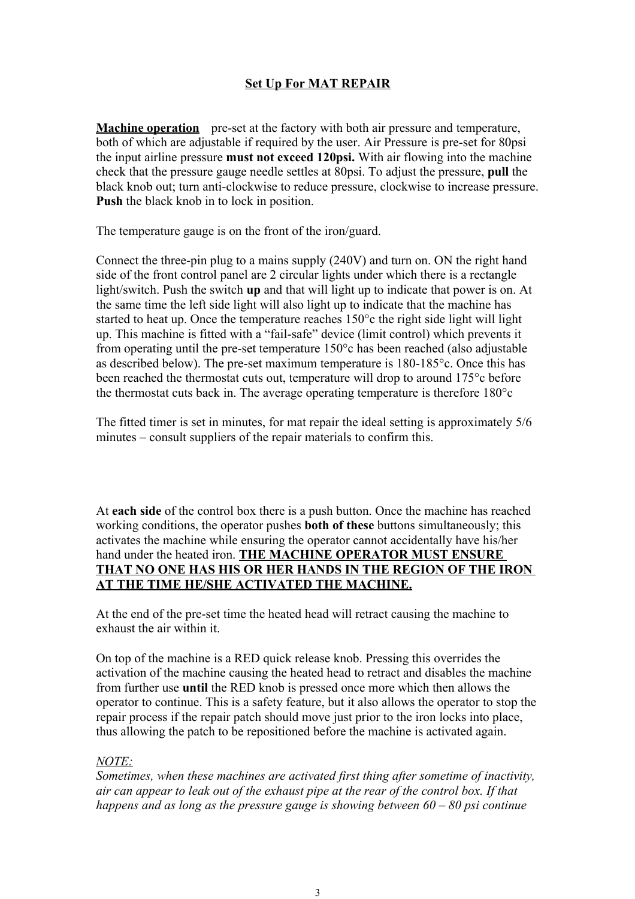## **Set Up For MAT REPAIR**

**Machine operation** pre-set at the factory with both air pressure and temperature, both of which are adjustable if required by the user. Air Pressure is pre-set for 80psi the input airline pressure **must not exceed 120psi.** With air flowing into the machine check that the pressure gauge needle settles at 80psi. To adjust the pressure, **pull** the black knob out; turn anti-clockwise to reduce pressure, clockwise to increase pressure. **Push** the black knob in to lock in position.

The temperature gauge is on the front of the iron/guard.

Connect the three-pin plug to a mains supply (240V) and turn on. ON the right hand side of the front control panel are 2 circular lights under which there is a rectangle light/switch. Push the switch **up** and that will light up to indicate that power is on. At the same time the left side light will also light up to indicate that the machine has started to heat up. Once the temperature reaches 150°c the right side light will light up. This machine is fitted with a "fail-safe" device (limit control) which prevents it from operating until the pre-set temperature 150°c has been reached (also adjustable as described below). The pre-set maximum temperature is 180-185°c. Once this has been reached the thermostat cuts out, temperature will drop to around 175°c before the thermostat cuts back in. The average operating temperature is therefore 180°c

The fitted timer is set in minutes, for mat repair the ideal setting is approximately 5/6 minutes – consult suppliers of the repair materials to confirm this.

At **each side** of the control box there is a push button. Once the machine has reached working conditions, the operator pushes **both of these** buttons simultaneously; this activates the machine while ensuring the operator cannot accidentally have his/her hand under the heated iron. **THE MACHINE OPERATOR MUST ENSURE THAT NO ONE HAS HIS OR HER HANDS IN THE REGION OF THE IRON AT THE TIME HE/SHE ACTIVATED THE MACHINE.**

At the end of the pre-set time the heated head will retract causing the machine to exhaust the air within it.

On top of the machine is a RED quick release knob. Pressing this overrides the activation of the machine causing the heated head to retract and disables the machine from further use **until** the RED knob is pressed once more which then allows the operator to continue. This is a safety feature, but it also allows the operator to stop the repair process if the repair patch should move just prior to the iron locks into place, thus allowing the patch to be repositioned before the machine is activated again.

*NOTE:*
*Sometimes, when these machines are activated first thing after sometime of inactivity, air can appear to leak out of the exhaust pipe at the rear of the control box. If that happens and as long as the pressure gauge is showing between 60 – 80 psi continue*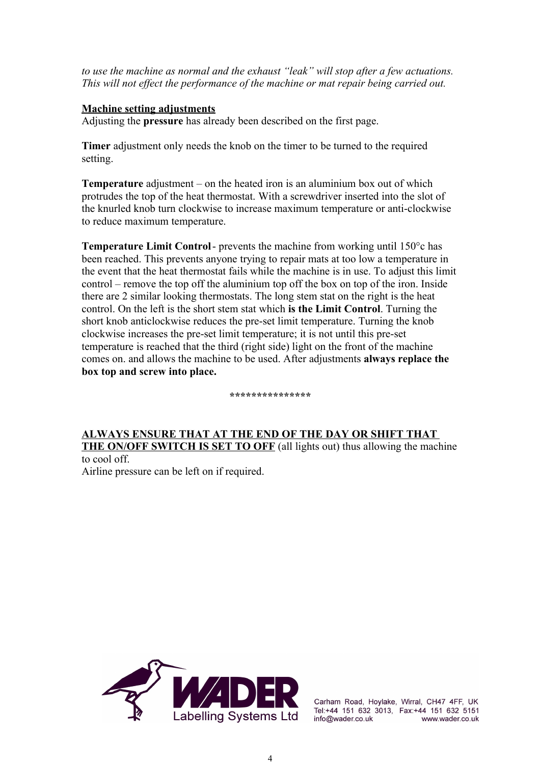*to use the machine as normal and the exhaust "leak" will stop after a few actuations. This will not effect the performance of the machine or mat repair being carried out.*

**Machine setting adjustments**

Adjusting the **pressure** has already been described on the first page.

**Timer** adjustment only needs the knob on the timer to be turned to the required setting.

**Temperature** adjustment – on the heated iron is an aluminium box out of which protrudes the top of the heat thermostat. With a screwdriver inserted into the slot of the knurled knob turn clockwise to increase maximum temperature or anti-clockwise to reduce maximum temperature.

**Temperature Limit Control** - prevents the machine from working until 150°c has been reached. This prevents anyone trying to repair mats at too low a temperature in the event that the heat thermostat fails while the machine is in use. To adjust this limit control – remove the top off the aluminium top off the box on top of the iron. Inside there are 2 similar looking thermostats. The long stem stat on the right is the heat control. On the left is the short stem stat which **is the Limit Control**. Turning the short knob anticlockwise reduces the pre-set limit temperature. Turning the knob clockwise increases the pre-set limit temperature; it is not until this pre-set temperature is reached that the third (right side) light on the front of the machine comes on. and allows the machine to be used. After adjustments **always replace the box top and screw into place.**

***************

**ALWAYS ENSURE THAT AT THE END OF THE DAY OR SHIFT THAT THE ON/OFF SWITCH IS SET TO OFF** (all lights out) thus allowing the machine to cool off.
Airline pressure can be left on if required.

WADER Labelling Systems Ltd

Carham Road, Hoylake, Wirral, CH47 4FF, UK
Tel:+44 151 632 3013, Fax:+44 151 632 5151
info@wader.co.uk www.wader.co.uk